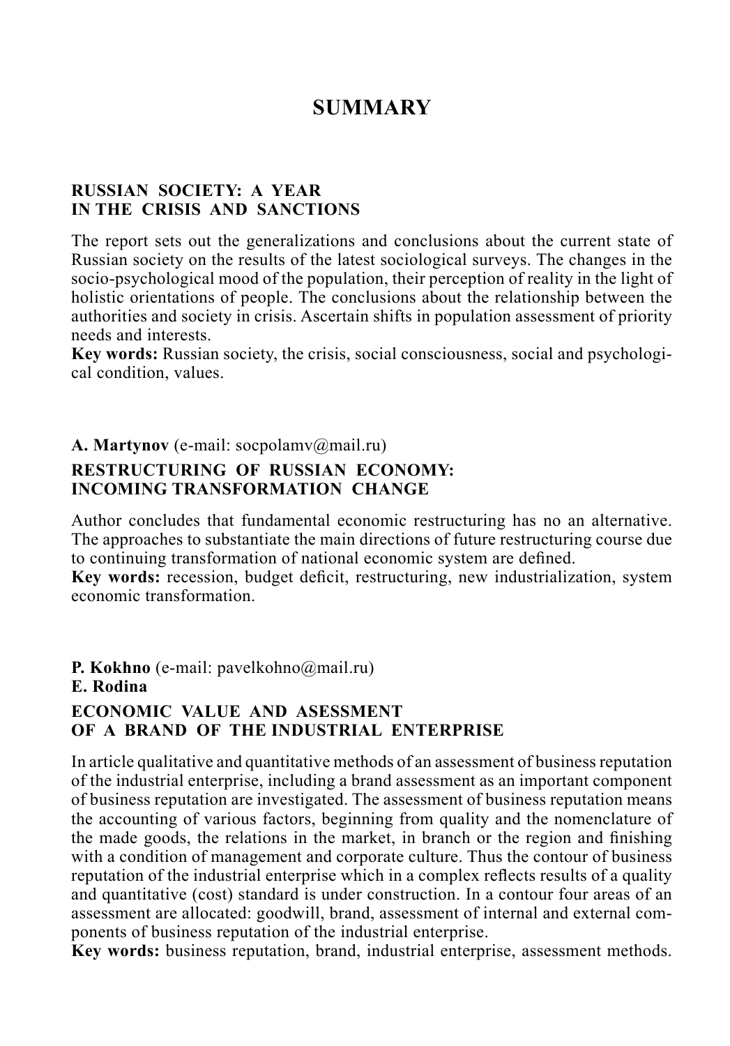# SUMMARY

## RUSSIAN SOCIETY: A YEAR IN THE CRISIS AND SANCTIONS

The report sets out the generalizations and conclusions about the current state of Russian society on the results of the latest sociological surveys. The changes in the socio-psychological mood of the population, their perception of reality in the light of holistic orientations of people. The conclusions about the relationship between the authorities and society in crisis. Ascertain shifts in population assessment of priority needs and interests.

**Key words:** Russian society, the crisis, social consciousness, social and psychological condition, values.

**A. Martynov** (e-mail: socpolamv@mail.ru)

## RESTRUCTURING OF RUSSIAN ECONOMY: INCOMING TRANSFORMATION CHANGE

Author concludes that fundamental economic restructuring has no an alternative. The approaches to substantiate the main directions of future restructuring course due to continuing transformation of national economic system are defined.

**Key words:** recession, budget deficit, restructuring, new industrialization, system economic transformation.

**P. Kokhno** (e-mail: pavelkohno@mail.ru)
**E. Rodina**

## ECONOMIC VALUE AND ASESSMENT OF A BRAND OF THE INDUSTRIAL ENTERPRISE

In article qualitative and quantitative methods of an assessment of business reputation of the industrial enterprise, including a brand assessment as an important component of business reputation are investigated. The assessment of business reputation means the accounting of various factors, beginning from quality and the nomenclature of the made goods, the relations in the market, in branch or the region and finishing with a condition of management and corporate culture. Thus the contour of business reputation of the industrial enterprise which in a complex reflects results of a quality and quantitative (cost) standard is under construction. In a contour four areas of an assessment are allocated: goodwill, brand, assessment of internal and external components of business reputation of the industrial enterprise.

**Key words:** business reputation, brand, industrial enterprise, assessment methods.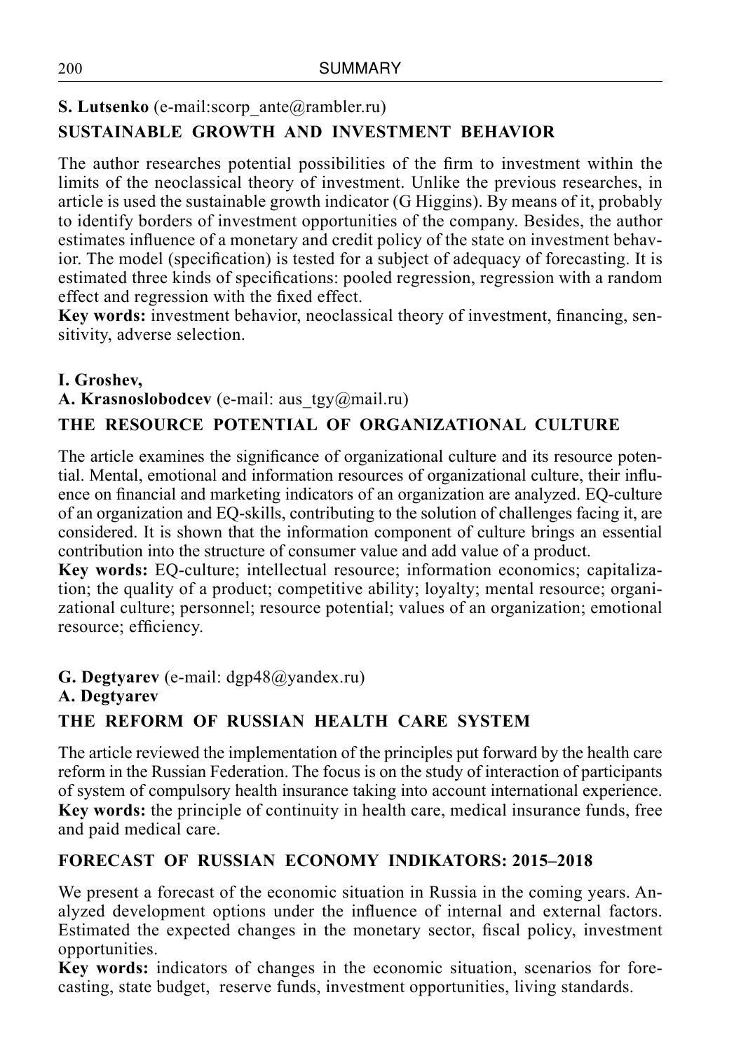**S. Lutsenko** (e-mail:scorp_ante@rambler.ru)

## SUSTAINABLE GROWTH AND INVESTMENT BEHAVIOR

The author researches potential possibilities of the firm to investment within the limits of the neoclassical theory of investment. Unlike the previous researches, in article is used the sustainable growth indicator (G Higgins). By means of it, probably to identify borders of investment opportunities of the company. Besides, the author estimates influence of a monetary and credit policy of the state on investment behavior. The model (specification) is tested for a subject of adequacy of forecasting. It is estimated three kinds of specifications: pooled regression, regression with a random effect and regression with the fixed effect.

**Key words:** investment behavior, neoclassical theory of investment, financing, sensitivity, adverse selection.

**I. Groshev,**
**A. Krasnoslobodcev** (e-mail: aus_tgy@mail.ru)

## THE RESOURCE POTENTIAL OF ORGANIZATIONAL CULTURE

The article examines the significance of organizational culture and its resource potential. Mental, emotional and information resources of organizational culture, their influence on financial and marketing indicators of an organization are analyzed. EQ-culture of an organization and EQ-skills, contributing to the solution of challenges facing it, are considered. It is shown that the information component of culture brings an essential contribution into the structure of consumer value and add value of a product.

**Key words:** EQ-culture; intellectual resource; information economics; capitalization; the quality of a product; competitive ability; loyalty; mental resource; organizational culture; personnel; resource potential; values of an organization; emotional resource; efficiency.

**G. Degtyarev** (e-mail: dgp48@yandex.ru)
**A. Degtyarev**

## THE REFORM OF RUSSIAN HEALTH CARE SYSTEM

The article reviewed the implementation of the principles put forward by the health care reform in the Russian Federation. The focus is on the study of interaction of participants of system of compulsory health insurance taking into account international experience.

**Key words:** the principle of continuity in health care, medical insurance funds, free and paid medical care.

## FORECAST OF RUSSIAN ECONOMY INDIKATORS: 2015–2018

We present a forecast of the economic situation in Russia in the coming years. Analyzed development options under the influence of internal and external factors. Estimated the expected changes in the monetary sector, fiscal policy, investment opportunities.

**Key words:** indicators of changes in the economic situation, scenarios for forecasting, state budget, reserve funds, investment opportunities, living standards.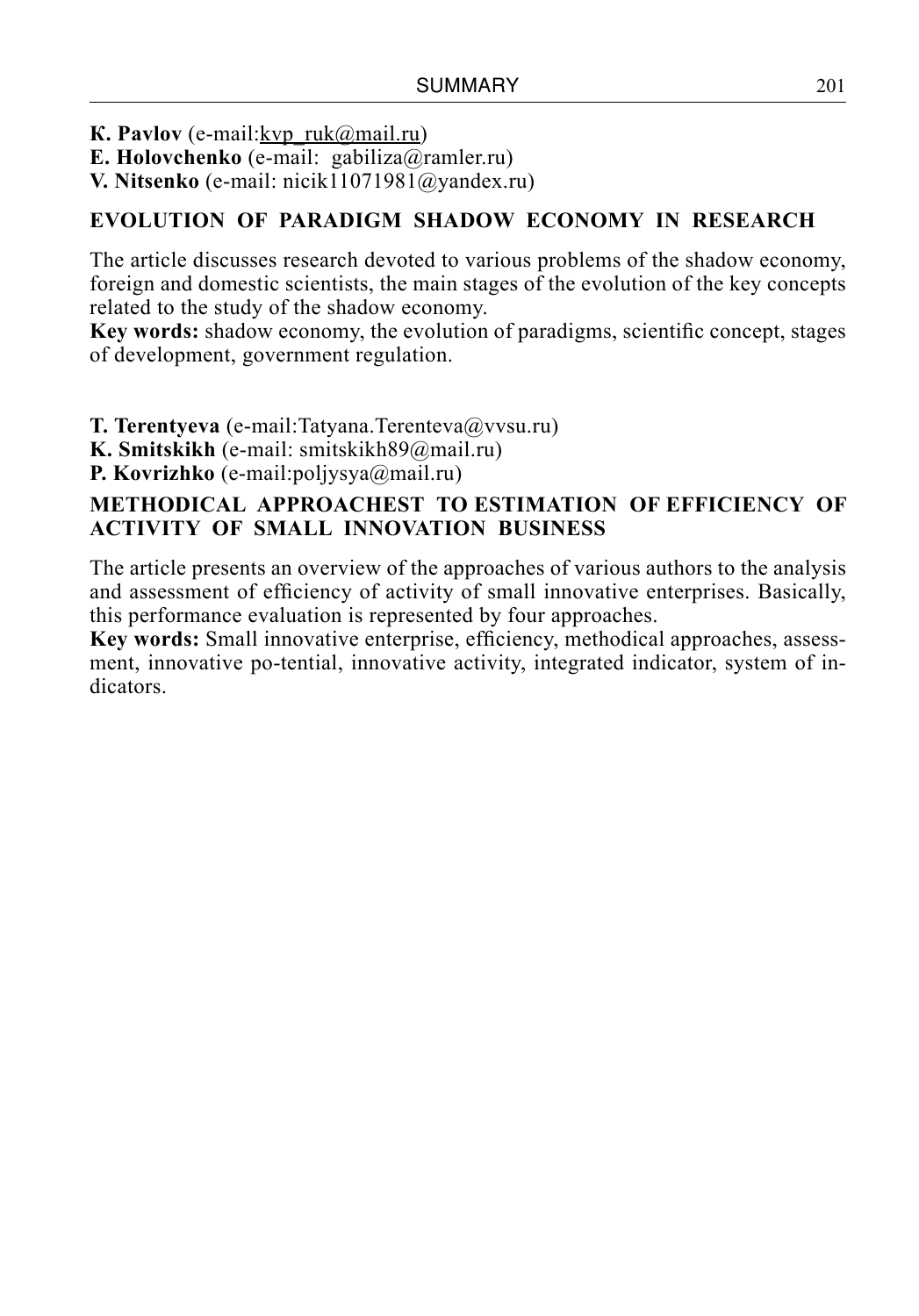**K. Pavlov** (e-mail:kvp_ruk@mail.ru)
**E. Holovchenko** (e-mail: gabiliza@ramler.ru)
**V. Nitsenko** (e-mail: nicik11071981@yandex.ru)

## EVOLUTION OF PARADIGM SHADOW ECONOMY IN RESEARCH

The article discusses research devoted to various problems of the shadow economy, foreign and domestic scientists, the main stages of the evolution of the key concepts related to the study of the shadow economy.

**Key words:** shadow economy, the evolution of paradigms, scientific concept, stages of development, government regulation.

**T. Terentyeva** (e-mail:Tatyana.Terenteva@vvsu.ru)
**K. Smitskikh** (e-mail: smitskikh89@mail.ru)
**P. Kovrizhko** (e-mail:poljysya@mail.ru)

## METHODICAL APPROACHEST TO ESTIMATION OF EFFICIENCY OF ACTIVITY OF SMALL INNOVATION BUSINESS

The article presents an overview of the approaches of various authors to the analysis and assessment of efficiency of activity of small innovative enterprises. Basically, this performance evaluation is represented by four approaches.

**Key words:** Small innovative enterprise, efficiency, methodical approaches, assessment, innovative po-tential, innovative activity, integrated indicator, system of indicators.